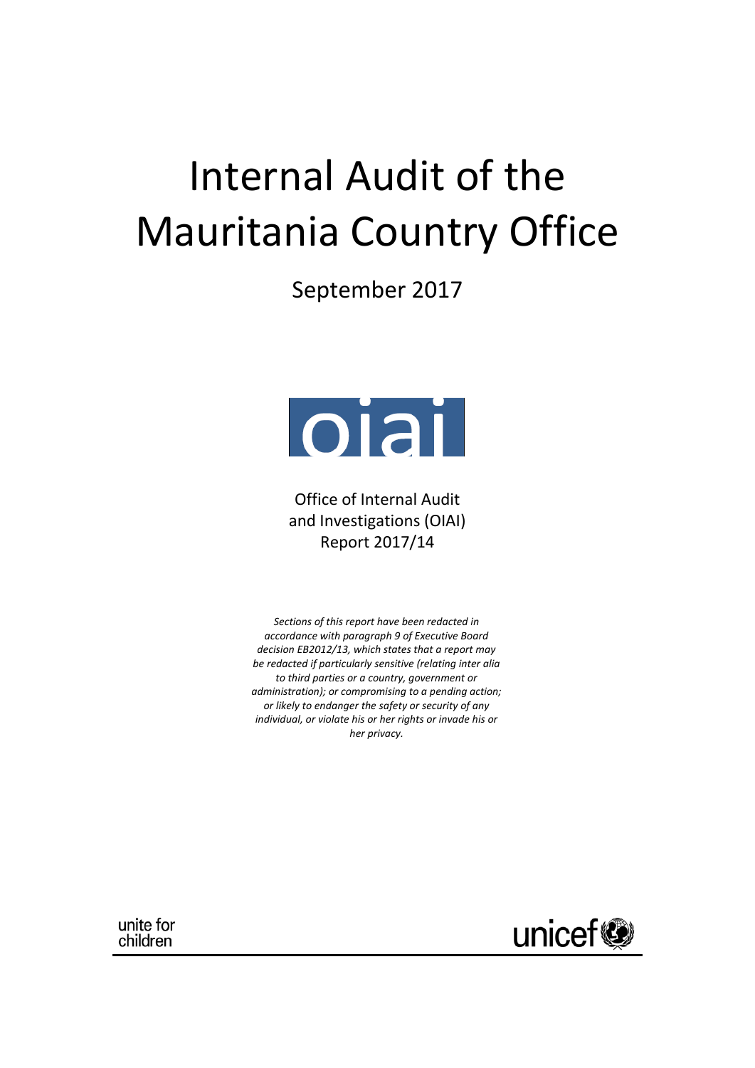# Internal Audit of the Mauritania Country Office

September 2017

oiai

Office of Internal Audit and Investigations (OIAI)
Report 2017/14

*Sections of this report have been redacted in accordance with paragraph 9 of Executive Board decision EB2012/13, which states that a report may be redacted if particularly sensitive (relating inter alia to third parties or a country, government or administration); or compromising to a pending action; or likely to endanger the safety or security of any individual, or violate his or her rights or invade his or her privacy.*

unite for children

unicef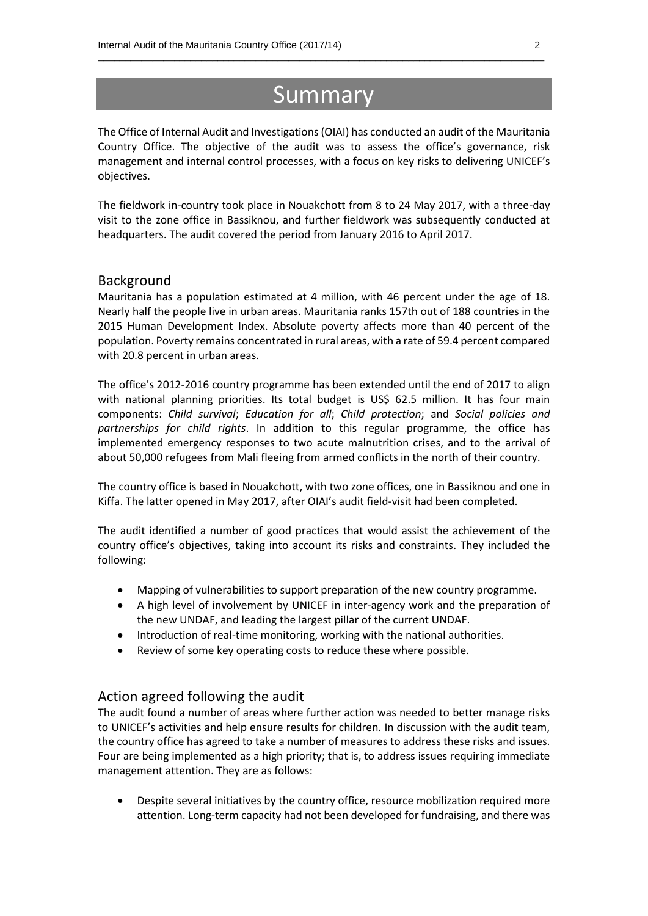# Summary

The Office of Internal Audit and Investigations (OIAI) has conducted an audit of the Mauritania Country Office. The objective of the audit was to assess the office's governance, risk management and internal control processes, with a focus on key risks to delivering UNICEF's objectives.

The fieldwork in-country took place in Nouakchott from 8 to 24 May 2017, with a three-day visit to the zone office in Bassiknou, and further fieldwork was subsequently conducted at headquarters. The audit covered the period from January 2016 to April 2017.

## Background

Mauritania has a population estimated at 4 million, with 46 percent under the age of 18. Nearly half the people live in urban areas. Mauritania ranks 157th out of 188 countries in the 2015 Human Development Index. Absolute poverty affects more than 40 percent of the population. Poverty remains concentrated in rural areas, with a rate of 59.4 percent compared with 20.8 percent in urban areas.

The office's 2012-2016 country programme has been extended until the end of 2017 to align with national planning priorities. Its total budget is US$ 62.5 million. It has four main components: *Child survival*; *Education for all*; *Child protection*; and *Social policies and partnerships for child rights*. In addition to this regular programme, the office has implemented emergency responses to two acute malnutrition crises, and to the arrival of about 50,000 refugees from Mali fleeing from armed conflicts in the north of their country.

The country office is based in Nouakchott, with two zone offices, one in Bassiknou and one in Kiffa. The latter opened in May 2017, after OIAI's audit field-visit had been completed.

The audit identified a number of good practices that would assist the achievement of the country office's objectives, taking into account its risks and constraints. They included the following:

- Mapping of vulnerabilities to support preparation of the new country programme.
- A high level of involvement by UNICEF in inter-agency work and the preparation of the new UNDAF, and leading the largest pillar of the current UNDAF.
- Introduction of real-time monitoring, working with the national authorities.
- Review of some key operating costs to reduce these where possible.

## Action agreed following the audit

The audit found a number of areas where further action was needed to better manage risks to UNICEF's activities and help ensure results for children. In discussion with the audit team, the country office has agreed to take a number of measures to address these risks and issues. Four are being implemented as a high priority; that is, to address issues requiring immediate management attention. They are as follows:

- Despite several initiatives by the country office, resource mobilization required more attention. Long-term capacity had not been developed for fundraising, and there was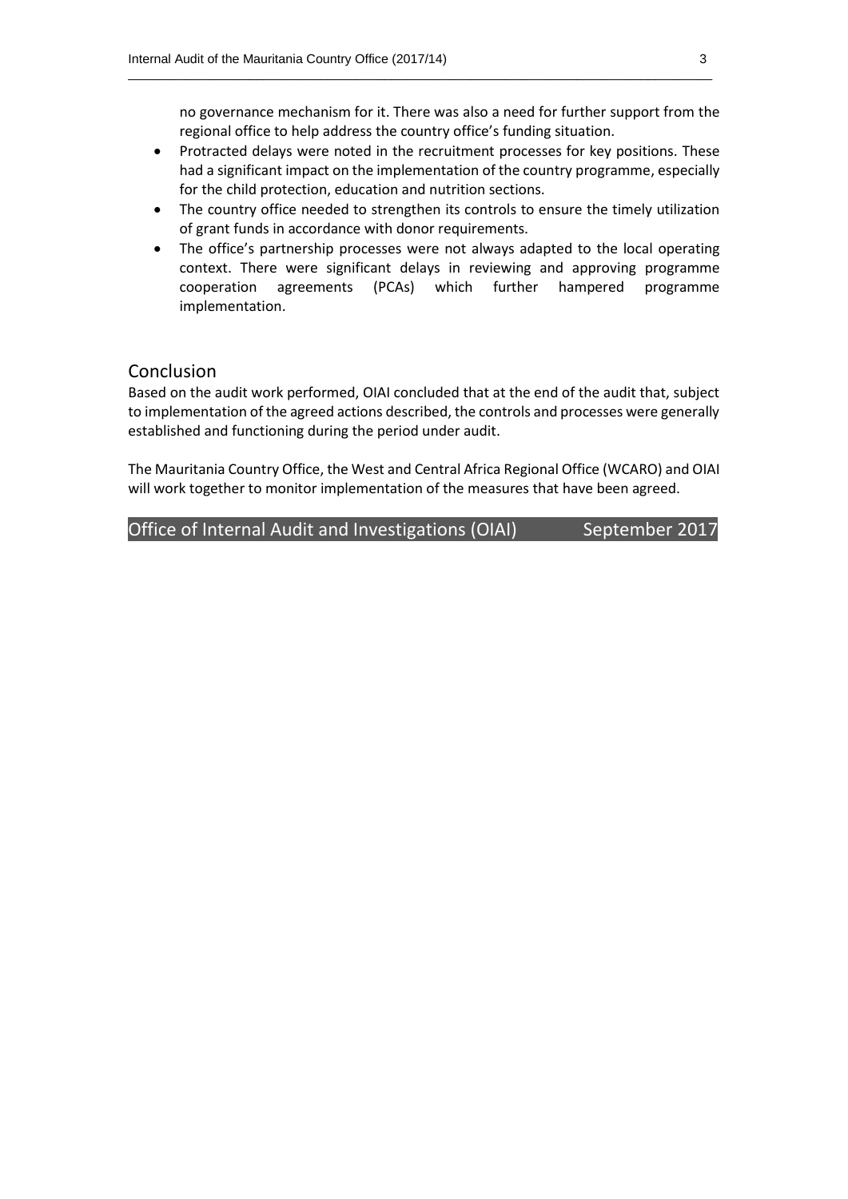no governance mechanism for it. There was also a need for further support from the regional office to help address the country office's funding situation.

- Protracted delays were noted in the recruitment processes for key positions. These had a significant impact on the implementation of the country programme, especially for the child protection, education and nutrition sections.
- The country office needed to strengthen its controls to ensure the timely utilization of grant funds in accordance with donor requirements.
- The office's partnership processes were not always adapted to the local operating context. There were significant delays in reviewing and approving programme cooperation agreements (PCAs) which further hampered programme implementation.

## Conclusion

Based on the audit work performed, OIAI concluded that at the end of the audit that, subject to implementation of the agreed actions described, the controls and processes were generally established and functioning during the period under audit.

The Mauritania Country Office, the West and Central Africa Regional Office (WCARO) and OIAI will work together to monitor implementation of the measures that have been agreed.

Office of Internal Audit and Investigations (OIAI) September 2017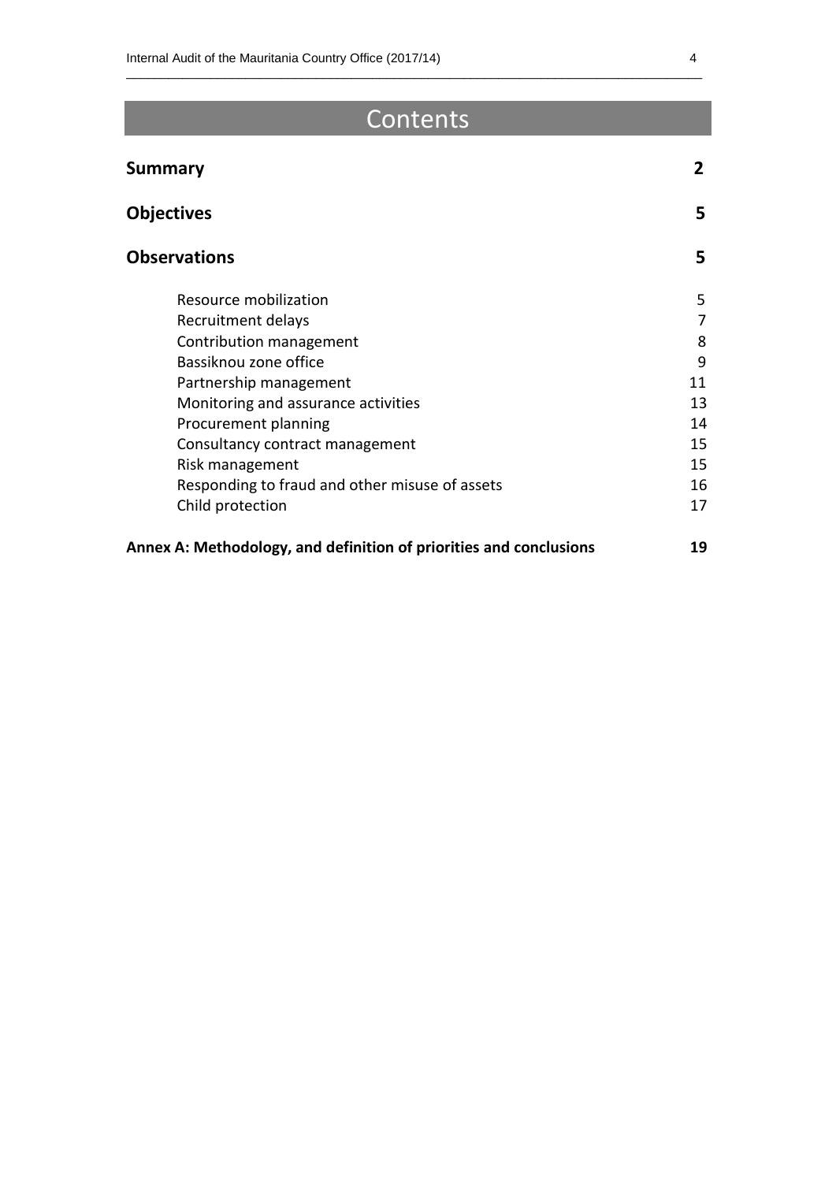# Contents

| | |
|---|---|
| **Summary** | **2** |
| **Objectives** | **5** |
| **Observations** | **5** |
| Resource mobilization | 5 |
| Recruitment delays | 7 |
| Contribution management | 8 |
| Bassiknou zone office | 9 |
| Partnership management | 11 |
| Monitoring and assurance activities | 13 |
| Procurement planning | 14 |
| Consultancy contract management | 15 |
| Risk management | 15 |
| Responding to fraud and other misuse of assets | 16 |
| Child protection | 17 |
| **Annex A: Methodology, and definition of priorities and conclusions** | **19** |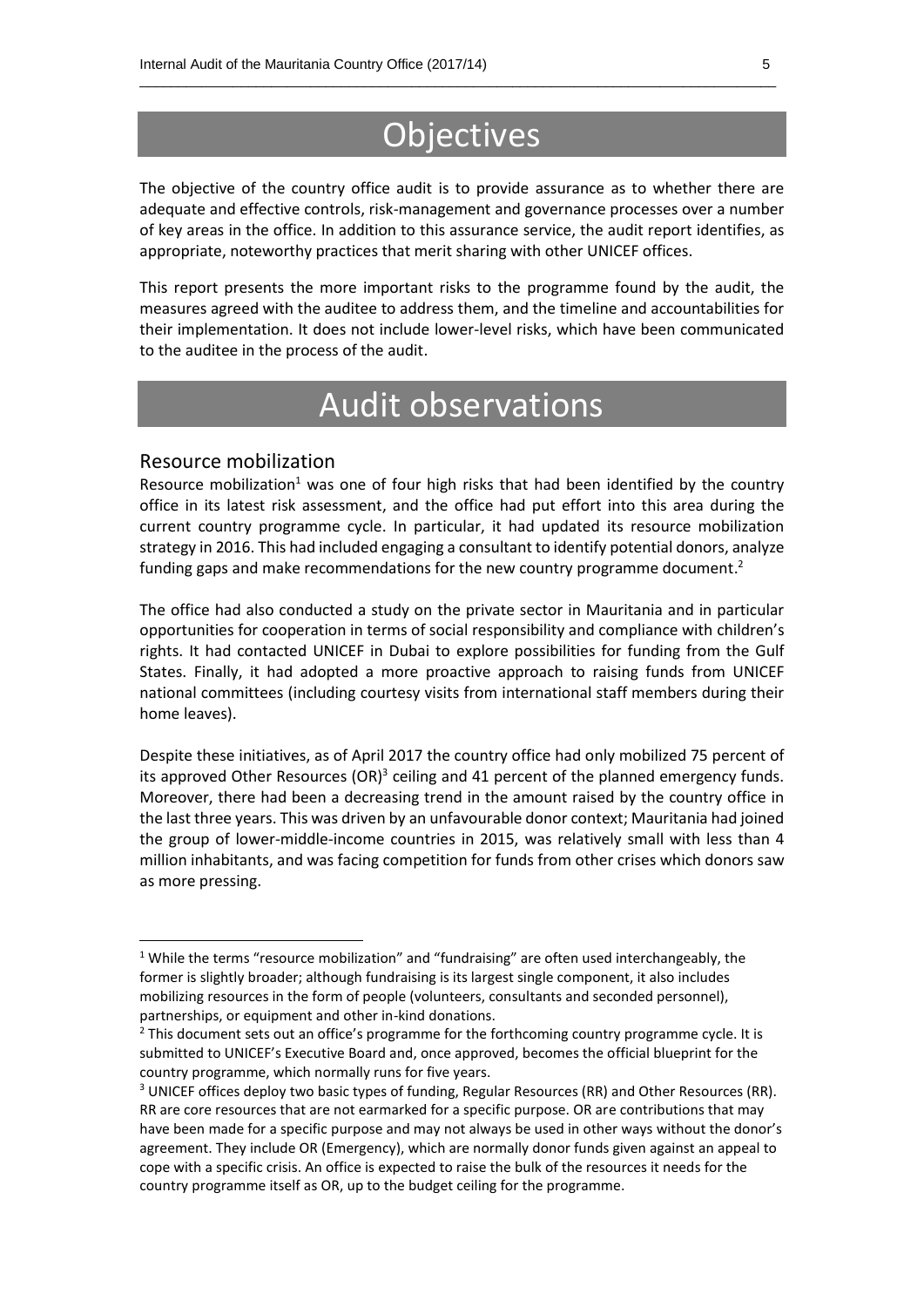# Objectives

The objective of the country office audit is to provide assurance as to whether there are adequate and effective controls, risk-management and governance processes over a number of key areas in the office. In addition to this assurance service, the audit report identifies, as appropriate, noteworthy practices that merit sharing with other UNICEF offices.

This report presents the more important risks to the programme found by the audit, the measures agreed with the auditee to address them, and the timeline and accountabilities for their implementation. It does not include lower-level risks, which have been communicated to the auditee in the process of the audit.

# Audit observations

## Resource mobilization

Resource mobilization[1] was one of four high risks that had been identified by the country office in its latest risk assessment, and the office had put effort into this area during the current country programme cycle. In particular, it had updated its resource mobilization strategy in 2016. This had included engaging a consultant to identify potential donors, analyze funding gaps and make recommendations for the new country programme document.[2]

The office had also conducted a study on the private sector in Mauritania and in particular opportunities for cooperation in terms of social responsibility and compliance with children's rights. It had contacted UNICEF in Dubai to explore possibilities for funding from the Gulf States. Finally, it had adopted a more proactive approach to raising funds from UNICEF national committees (including courtesy visits from international staff members during their home leaves).

Despite these initiatives, as of April 2017 the country office had only mobilized 75 percent of its approved Other Resources (OR)[3] ceiling and 41 percent of the planned emergency funds. Moreover, there had been a decreasing trend in the amount raised by the country office in the last three years. This was driven by an unfavourable donor context; Mauritania had joined the group of lower-middle-income countries in 2015, was relatively small with less than 4 million inhabitants, and was facing competition for funds from other crises which donors saw as more pressing.

---

[1] While the terms "resource mobilization" and "fundraising" are often used interchangeably, the former is slightly broader; although fundraising is its largest single component, it also includes mobilizing resources in the form of people (volunteers, consultants and seconded personnel), partnerships, or equipment and other in-kind donations.

[2] This document sets out an office's programme for the forthcoming country programme cycle. It is submitted to UNICEF's Executive Board and, once approved, becomes the official blueprint for the country programme, which normally runs for five years.

[3] UNICEF offices deploy two basic types of funding, Regular Resources (RR) and Other Resources (RR). RR are core resources that are not earmarked for a specific purpose. OR are contributions that may have been made for a specific purpose and may not always be used in other ways without the donor's agreement. They include OR (Emergency), which are normally donor funds given against an appeal to cope with a specific crisis. An office is expected to raise the bulk of the resources it needs for the country programme itself as OR, up to the budget ceiling for the programme.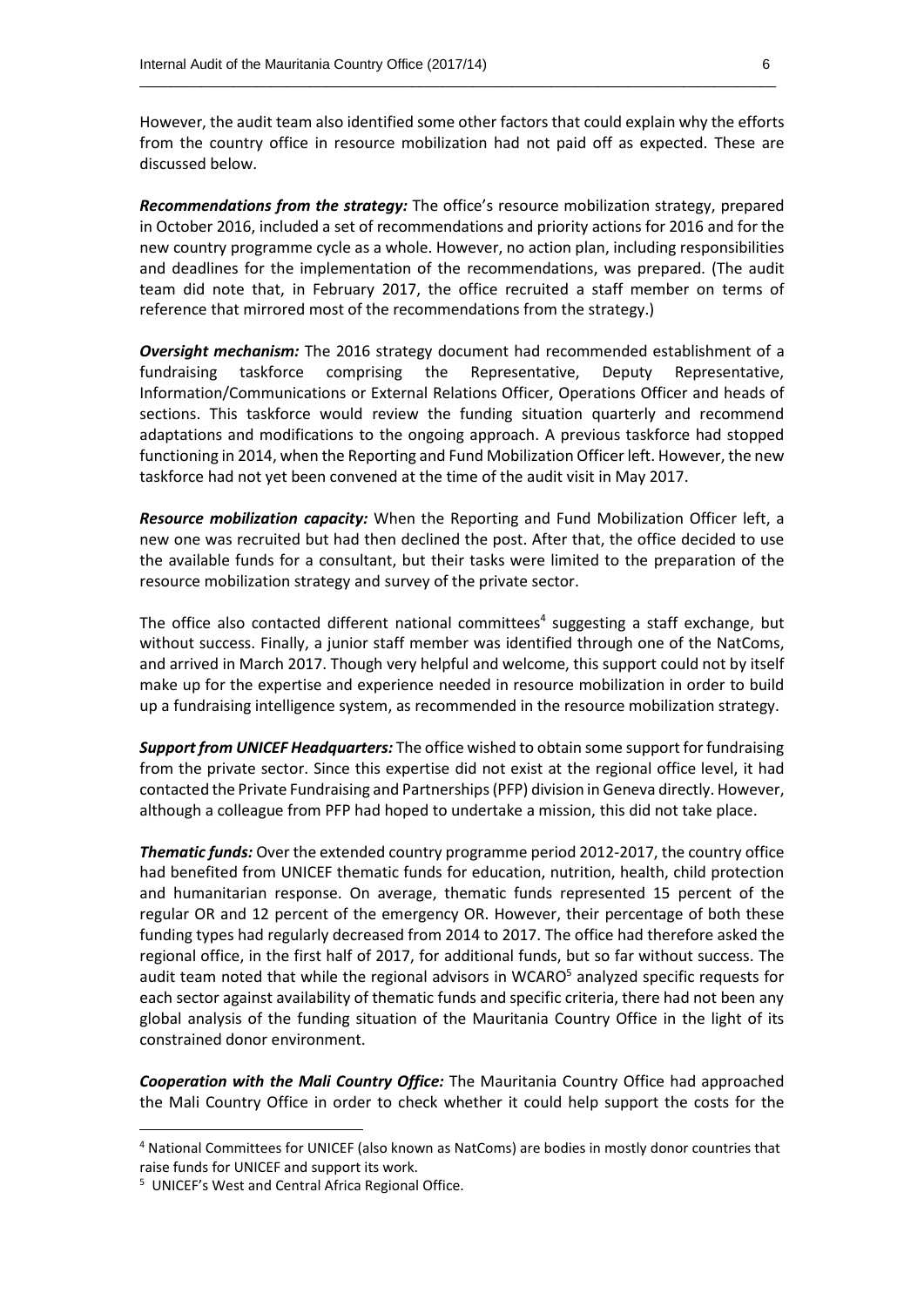However, the audit team also identified some other factors that could explain why the efforts from the country office in resource mobilization had not paid off as expected. These are discussed below.

***Recommendations from the strategy:*** The office's resource mobilization strategy, prepared in October 2016, included a set of recommendations and priority actions for 2016 and for the new country programme cycle as a whole. However, no action plan, including responsibilities and deadlines for the implementation of the recommendations, was prepared. (The audit team did note that, in February 2017, the office recruited a staff member on terms of reference that mirrored most of the recommendations from the strategy.)

***Oversight mechanism:*** The 2016 strategy document had recommended establishment of a fundraising taskforce comprising the Representative, Deputy Representative, Information/Communications or External Relations Officer, Operations Officer and heads of sections. This taskforce would review the funding situation quarterly and recommend adaptations and modifications to the ongoing approach. A previous taskforce had stopped functioning in 2014, when the Reporting and Fund Mobilization Officer left. However, the new taskforce had not yet been convened at the time of the audit visit in May 2017.

***Resource mobilization capacity:*** When the Reporting and Fund Mobilization Officer left, a new one was recruited but had then declined the post. After that, the office decided to use the available funds for a consultant, but their tasks were limited to the preparation of the resource mobilization strategy and survey of the private sector.

The office also contacted different national committees[4] suggesting a staff exchange, but without success. Finally, a junior staff member was identified through one of the NatComs, and arrived in March 2017. Though very helpful and welcome, this support could not by itself make up for the expertise and experience needed in resource mobilization in order to build up a fundraising intelligence system, as recommended in the resource mobilization strategy.

***Support from UNICEF Headquarters:*** The office wished to obtain some support for fundraising from the private sector. Since this expertise did not exist at the regional office level, it had contacted the Private Fundraising and Partnerships (PFP) division in Geneva directly. However, although a colleague from PFP had hoped to undertake a mission, this did not take place.

***Thematic funds:*** Over the extended country programme period 2012-2017, the country office had benefited from UNICEF thematic funds for education, nutrition, health, child protection and humanitarian response. On average, thematic funds represented 15 percent of the regular OR and 12 percent of the emergency OR. However, their percentage of both these funding types had regularly decreased from 2014 to 2017. The office had therefore asked the regional office, in the first half of 2017, for additional funds, but so far without success. The audit team noted that while the regional advisors in WCARO[5] analyzed specific requests for each sector against availability of thematic funds and specific criteria, there had not been any global analysis of the funding situation of the Mauritania Country Office in the light of its constrained donor environment.

***Cooperation with the Mali Country Office:*** The Mauritania Country Office had approached the Mali Country Office in order to check whether it could help support the costs for the

---

[4] National Committees for UNICEF (also known as NatComs) are bodies in mostly donor countries that raise funds for UNICEF and support its work.

[5] UNICEF's West and Central Africa Regional Office.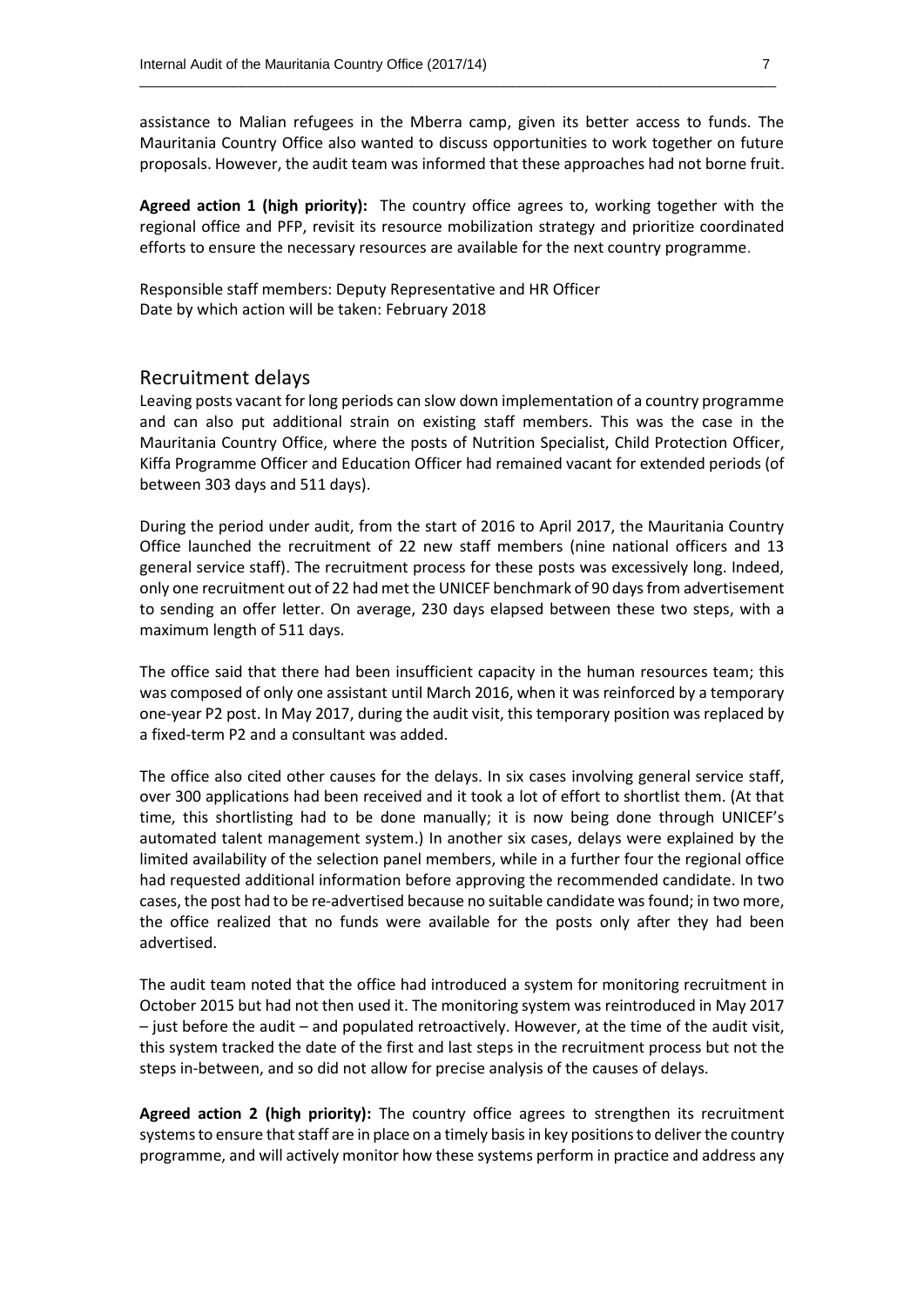assistance to Malian refugees in the Mberra camp, given its better access to funds. The Mauritania Country Office also wanted to discuss opportunities to work together on future proposals. However, the audit team was informed that these approaches had not borne fruit.

**Agreed action 1 (high priority):** The country office agrees to, working together with the regional office and PFP, revisit its resource mobilization strategy and prioritize coordinated efforts to ensure the necessary resources are available for the next country programme.

Responsible staff members: Deputy Representative and HR Officer
Date by which action will be taken: February 2018

## Recruitment delays

Leaving posts vacant for long periods can slow down implementation of a country programme and can also put additional strain on existing staff members. This was the case in the Mauritania Country Office, where the posts of Nutrition Specialist, Child Protection Officer, Kiffa Programme Officer and Education Officer had remained vacant for extended periods (of between 303 days and 511 days).

During the period under audit, from the start of 2016 to April 2017, the Mauritania Country Office launched the recruitment of 22 new staff members (nine national officers and 13 general service staff). The recruitment process for these posts was excessively long. Indeed, only one recruitment out of 22 had met the UNICEF benchmark of 90 days from advertisement to sending an offer letter. On average, 230 days elapsed between these two steps, with a maximum length of 511 days.

The office said that there had been insufficient capacity in the human resources team; this was composed of only one assistant until March 2016, when it was reinforced by a temporary one-year P2 post. In May 2017, during the audit visit, this temporary position was replaced by a fixed-term P2 and a consultant was added.

The office also cited other causes for the delays. In six cases involving general service staff, over 300 applications had been received and it took a lot of effort to shortlist them. (At that time, this shortlisting had to be done manually; it is now being done through UNICEF's automated talent management system.) In another six cases, delays were explained by the limited availability of the selection panel members, while in a further four the regional office had requested additional information before approving the recommended candidate. In two cases, the post had to be re-advertised because no suitable candidate was found; in two more, the office realized that no funds were available for the posts only after they had been advertised.

The audit team noted that the office had introduced a system for monitoring recruitment in October 2015 but had not then used it. The monitoring system was reintroduced in May 2017 – just before the audit – and populated retroactively. However, at the time of the audit visit, this system tracked the date of the first and last steps in the recruitment process but not the steps in-between, and so did not allow for precise analysis of the causes of delays.

**Agreed action 2 (high priority):** The country office agrees to strengthen its recruitment systems to ensure that staff are in place on a timely basis in key positions to deliver the country programme, and will actively monitor how these systems perform in practice and address any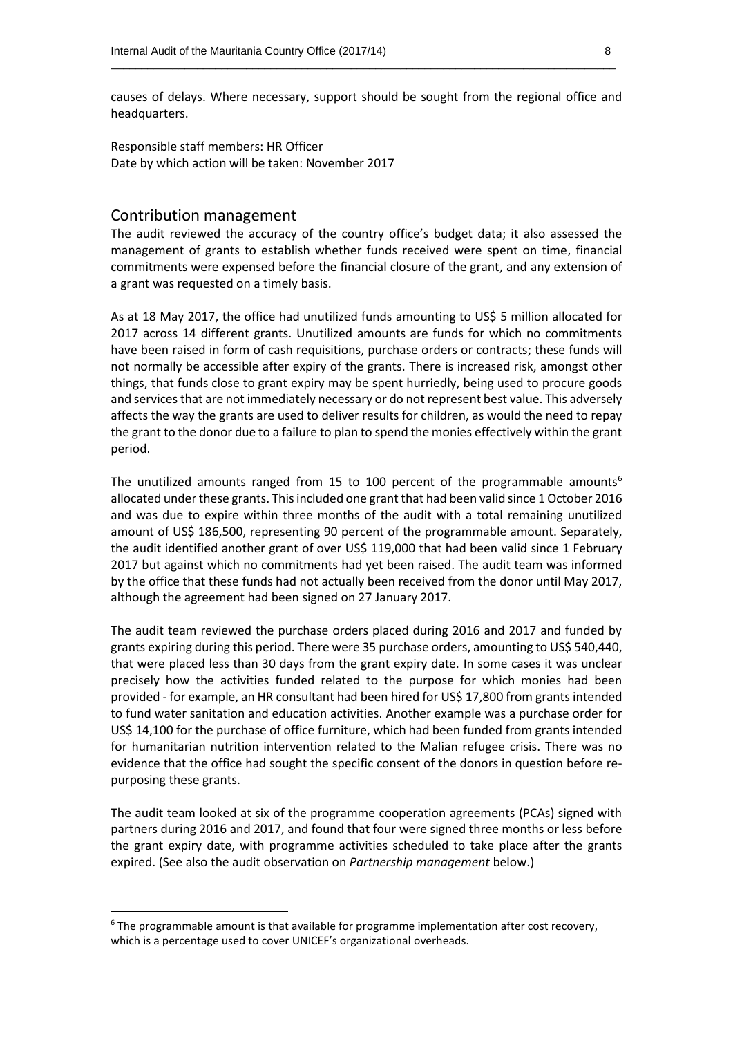causes of delays. Where necessary, support should be sought from the regional office and headquarters.

Responsible staff members: HR Officer
Date by which action will be taken: November 2017

## Contribution management

The audit reviewed the accuracy of the country office's budget data; it also assessed the management of grants to establish whether funds received were spent on time, financial commitments were expensed before the financial closure of the grant, and any extension of a grant was requested on a timely basis.

As at 18 May 2017, the office had unutilized funds amounting to US$ 5 million allocated for 2017 across 14 different grants. Unutilized amounts are funds for which no commitments have been raised in form of cash requisitions, purchase orders or contracts; these funds will not normally be accessible after expiry of the grants. There is increased risk, amongst other things, that funds close to grant expiry may be spent hurriedly, being used to procure goods and services that are not immediately necessary or do not represent best value. This adversely affects the way the grants are used to deliver results for children, as would the need to repay the grant to the donor due to a failure to plan to spend the monies effectively within the grant period.

The unutilized amounts ranged from 15 to 100 percent of the programmable amounts[6] allocated under these grants. This included one grant that had been valid since 1 October 2016 and was due to expire within three months of the audit with a total remaining unutilized amount of US$ 186,500, representing 90 percent of the programmable amount. Separately, the audit identified another grant of over US$ 119,000 that had been valid since 1 February 2017 but against which no commitments had yet been raised. The audit team was informed by the office that these funds had not actually been received from the donor until May 2017, although the agreement had been signed on 27 January 2017.

The audit team reviewed the purchase orders placed during 2016 and 2017 and funded by grants expiring during this period. There were 35 purchase orders, amounting to US$ 540,440, that were placed less than 30 days from the grant expiry date. In some cases it was unclear precisely how the activities funded related to the purpose for which monies had been provided - for example, an HR consultant had been hired for US$ 17,800 from grants intended to fund water sanitation and education activities. Another example was a purchase order for US$ 14,100 for the purchase of office furniture, which had been funded from grants intended for humanitarian nutrition intervention related to the Malian refugee crisis. There was no evidence that the office had sought the specific consent of the donors in question before re-purposing these grants.

The audit team looked at six of the programme cooperation agreements (PCAs) signed with partners during 2016 and 2017, and found that four were signed three months or less before the grant expiry date, with programme activities scheduled to take place after the grants expired. (See also the audit observation on *Partnership management* below.)

[6] The programmable amount is that available for programme implementation after cost recovery, which is a percentage used to cover UNICEF's organizational overheads.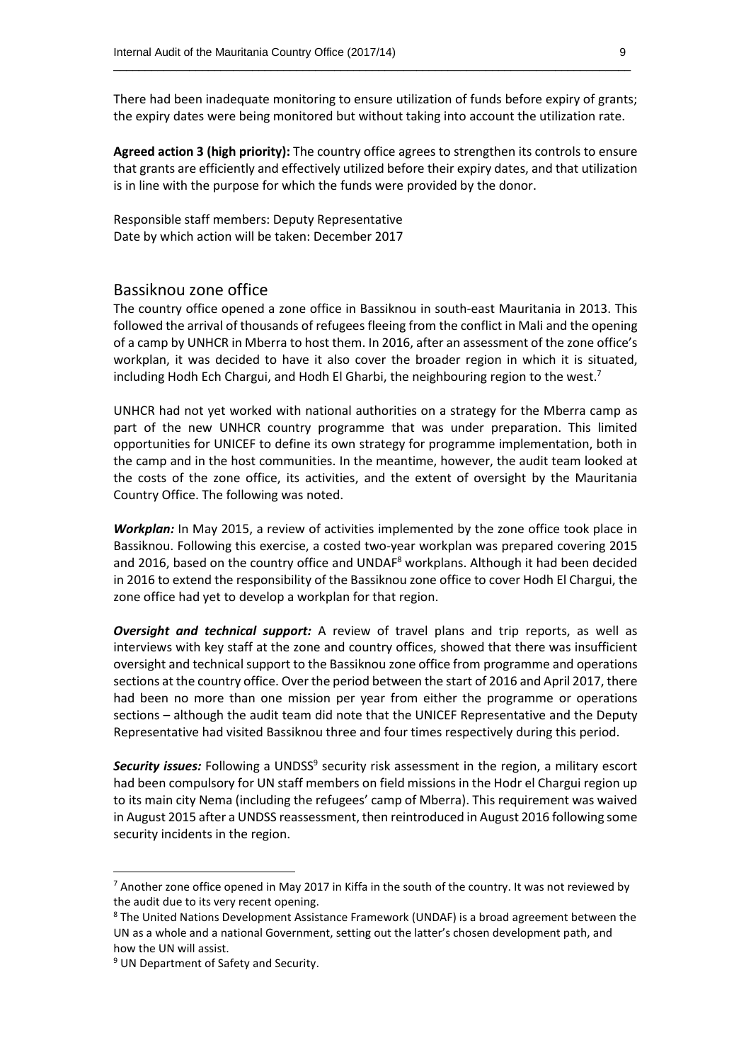There had been inadequate monitoring to ensure utilization of funds before expiry of grants; the expiry dates were being monitored but without taking into account the utilization rate.

**Agreed action 3 (high priority):** The country office agrees to strengthen its controls to ensure that grants are efficiently and effectively utilized before their expiry dates, and that utilization is in line with the purpose for which the funds were provided by the donor.

Responsible staff members: Deputy Representative
Date by which action will be taken: December 2017

## Bassiknou zone office

The country office opened a zone office in Bassiknou in south-east Mauritania in 2013. This followed the arrival of thousands of refugees fleeing from the conflict in Mali and the opening of a camp by UNHCR in Mberra to host them. In 2016, after an assessment of the zone office's workplan, it was decided to have it also cover the broader region in which it is situated, including Hodh Ech Chargui, and Hodh El Gharbi, the neighbouring region to the west.[7]

UNHCR had not yet worked with national authorities on a strategy for the Mberra camp as part of the new UNHCR country programme that was under preparation. This limited opportunities for UNICEF to define its own strategy for programme implementation, both in the camp and in the host communities. In the meantime, however, the audit team looked at the costs of the zone office, its activities, and the extent of oversight by the Mauritania Country Office. The following was noted.

***Workplan:*** In May 2015, a review of activities implemented by the zone office took place in Bassiknou. Following this exercise, a costed two-year workplan was prepared covering 2015 and 2016, based on the country office and UNDAF[8] workplans. Although it had been decided in 2016 to extend the responsibility of the Bassiknou zone office to cover Hodh El Chargui, the zone office had yet to develop a workplan for that region.

***Oversight and technical support:*** A review of travel plans and trip reports, as well as interviews with key staff at the zone and country offices, showed that there was insufficient oversight and technical support to the Bassiknou zone office from programme and operations sections at the country office. Over the period between the start of 2016 and April 2017, there had been no more than one mission per year from either the programme or operations sections – although the audit team did note that the UNICEF Representative and the Deputy Representative had visited Bassiknou three and four times respectively during this period.

***Security issues:*** Following a UNDSS[9] security risk assessment in the region, a military escort had been compulsory for UN staff members on field missions in the Hodr el Chargui region up to its main city Nema (including the refugees' camp of Mberra). This requirement was waived in August 2015 after a UNDSS reassessment, then reintroduced in August 2016 following some security incidents in the region.

---

[7] Another zone office opened in May 2017 in Kiffa in the south of the country. It was not reviewed by the audit due to its very recent opening.

[8] The United Nations Development Assistance Framework (UNDAF) is a broad agreement between the UN as a whole and a national Government, setting out the latter's chosen development path, and how the UN will assist.

[9] UN Department of Safety and Security.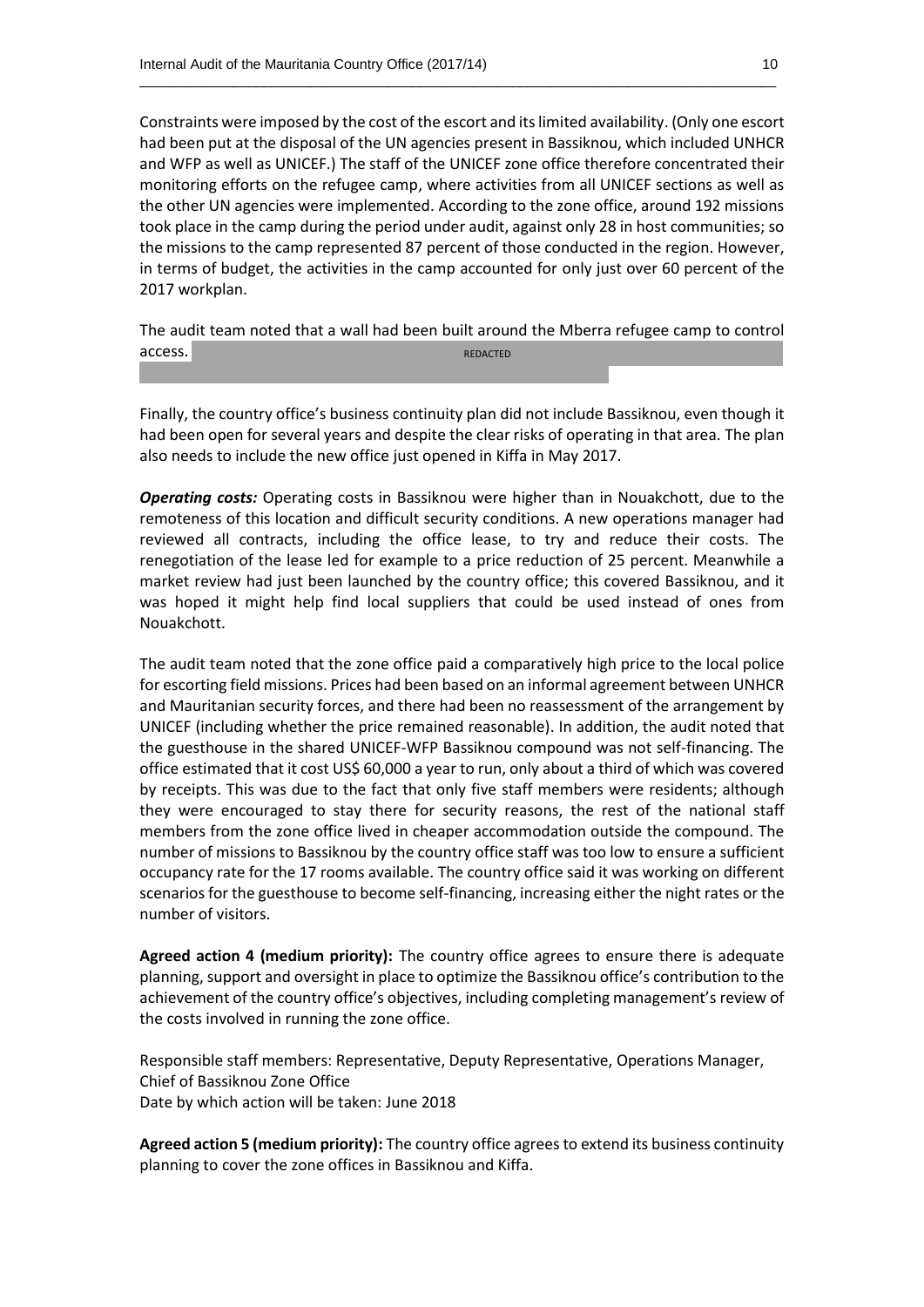Constraints were imposed by the cost of the escort and its limited availability. (Only one escort had been put at the disposal of the UN agencies present in Bassiknou, which included UNHCR and WFP as well as UNICEF.) The staff of the UNICEF zone office therefore concentrated their monitoring efforts on the refugee camp, where activities from all UNICEF sections as well as the other UN agencies were implemented. According to the zone office, around 192 missions took place in the camp during the period under audit, against only 28 in host communities; so the missions to the camp represented 87 percent of those conducted in the region. However, in terms of budget, the activities in the camp accounted for only just over 60 percent of the 2017 workplan.

The audit team noted that a wall had been built around the Mberra refugee camp to control access. REDACTED

Finally, the country office's business continuity plan did not include Bassiknou, even though it had been open for several years and despite the clear risks of operating in that area. The plan also needs to include the new office just opened in Kiffa in May 2017.

***Operating costs:*** Operating costs in Bassiknou were higher than in Nouakchott, due to the remoteness of this location and difficult security conditions. A new operations manager had reviewed all contracts, including the office lease, to try and reduce their costs. The renegotiation of the lease led for example to a price reduction of 25 percent. Meanwhile a market review had just been launched by the country office; this covered Bassiknou, and it was hoped it might help find local suppliers that could be used instead of ones from Nouakchott.

The audit team noted that the zone office paid a comparatively high price to the local police for escorting field missions. Prices had been based on an informal agreement between UNHCR and Mauritanian security forces, and there had been no reassessment of the arrangement by UNICEF (including whether the price remained reasonable). In addition, the audit noted that the guesthouse in the shared UNICEF-WFP Bassiknou compound was not self-financing. The office estimated that it cost US$ 60,000 a year to run, only about a third of which was covered by receipts. This was due to the fact that only five staff members were residents; although they were encouraged to stay there for security reasons, the rest of the national staff members from the zone office lived in cheaper accommodation outside the compound. The number of missions to Bassiknou by the country office staff was too low to ensure a sufficient occupancy rate for the 17 rooms available. The country office said it was working on different scenarios for the guesthouse to become self-financing, increasing either the night rates or the number of visitors.

**Agreed action 4 (medium priority):** The country office agrees to ensure there is adequate planning, support and oversight in place to optimize the Bassiknou office's contribution to the achievement of the country office's objectives, including completing management's review of the costs involved in running the zone office.

Responsible staff members: Representative, Deputy Representative, Operations Manager, Chief of Bassiknou Zone Office
Date by which action will be taken: June 2018

**Agreed action 5 (medium priority):** The country office agrees to extend its business continuity planning to cover the zone offices in Bassiknou and Kiffa.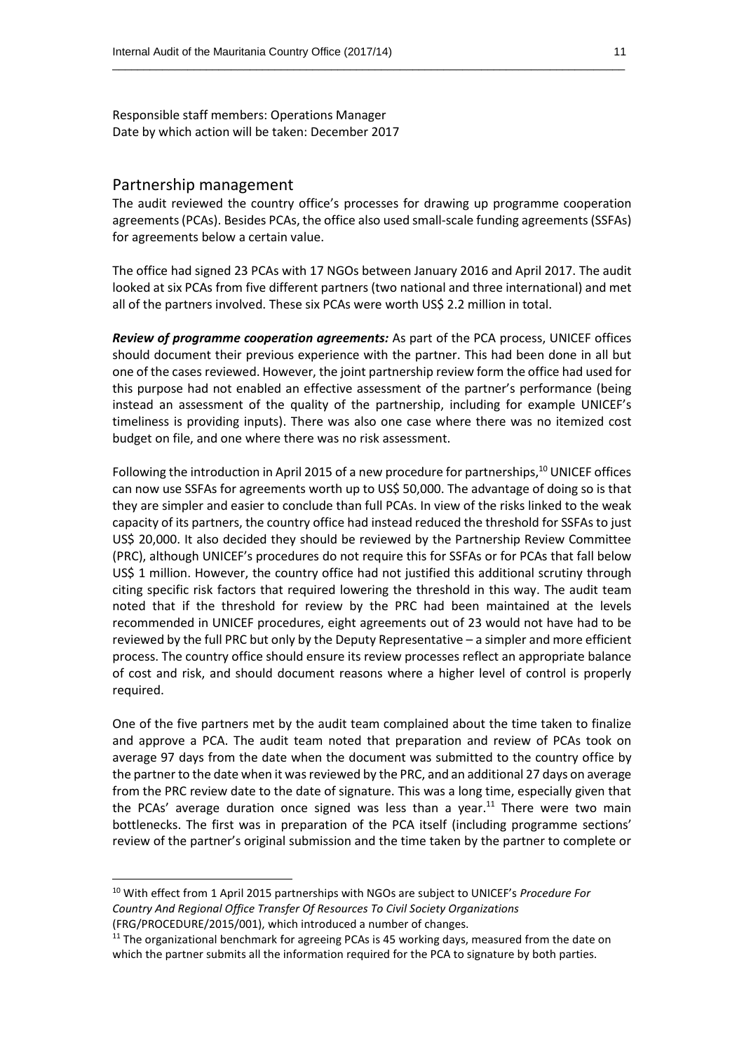Responsible staff members: Operations Manager
Date by which action will be taken: December 2017

## Partnership management

The audit reviewed the country office's processes for drawing up programme cooperation agreements (PCAs). Besides PCAs, the office also used small-scale funding agreements (SSFAs) for agreements below a certain value.

The office had signed 23 PCAs with 17 NGOs between January 2016 and April 2017. The audit looked at six PCAs from five different partners (two national and three international) and met all of the partners involved. These six PCAs were worth US$ 2.2 million in total.

***Review of programme cooperation agreements:*** As part of the PCA process, UNICEF offices should document their previous experience with the partner. This had been done in all but one of the cases reviewed. However, the joint partnership review form the office had used for this purpose had not enabled an effective assessment of the partner's performance (being instead an assessment of the quality of the partnership, including for example UNICEF's timeliness is providing inputs). There was also one case where there was no itemized cost budget on file, and one where there was no risk assessment.

Following the introduction in April 2015 of a new procedure for partnerships,[10] UNICEF offices can now use SSFAs for agreements worth up to US$ 50,000. The advantage of doing so is that they are simpler and easier to conclude than full PCAs. In view of the risks linked to the weak capacity of its partners, the country office had instead reduced the threshold for SSFAs to just US$ 20,000. It also decided they should be reviewed by the Partnership Review Committee (PRC), although UNICEF's procedures do not require this for SSFAs or for PCAs that fall below US$ 1 million. However, the country office had not justified this additional scrutiny through citing specific risk factors that required lowering the threshold in this way. The audit team noted that if the threshold for review by the PRC had been maintained at the levels recommended in UNICEF procedures, eight agreements out of 23 would not have had to be reviewed by the full PRC but only by the Deputy Representative – a simpler and more efficient process. The country office should ensure its review processes reflect an appropriate balance of cost and risk, and should document reasons where a higher level of control is properly required.

One of the five partners met by the audit team complained about the time taken to finalize and approve a PCA. The audit team noted that preparation and review of PCAs took on average 97 days from the date when the document was submitted to the country office by the partner to the date when it was reviewed by the PRC, and an additional 27 days on average from the PRC review date to the date of signature. This was a long time, especially given that the PCAs' average duration once signed was less than a year.[11] There were two main bottlenecks. The first was in preparation of the PCA itself (including programme sections' review of the partner's original submission and the time taken by the partner to complete or

---

[10] With effect from 1 April 2015 partnerships with NGOs are subject to UNICEF's *Procedure For Country And Regional Office Transfer Of Resources To Civil Society Organizations* (FRG/PROCEDURE/2015/001), which introduced a number of changes.

[11] The organizational benchmark for agreeing PCAs is 45 working days, measured from the date on which the partner submits all the information required for the PCA to signature by both parties.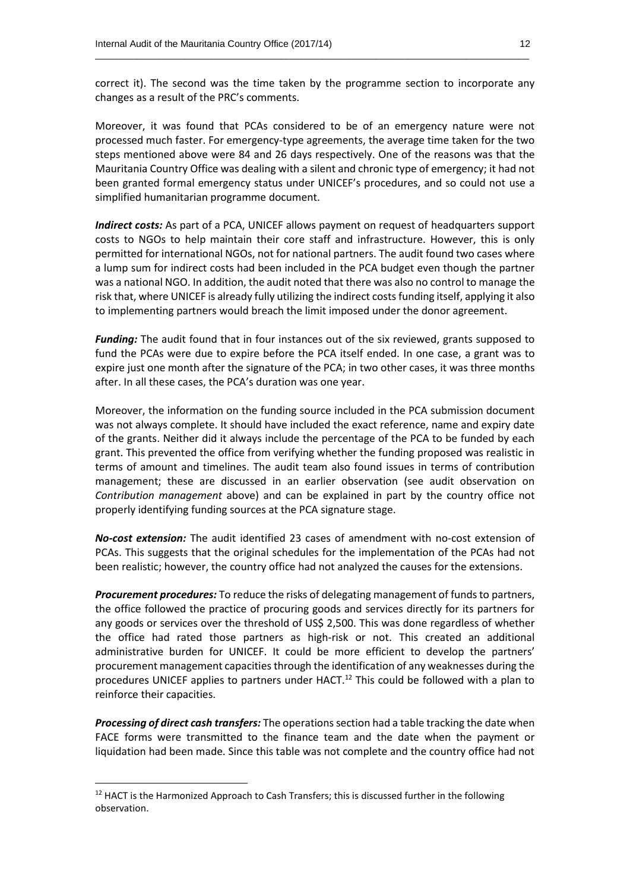correct it). The second was the time taken by the programme section to incorporate any changes as a result of the PRC's comments.

Moreover, it was found that PCAs considered to be of an emergency nature were not processed much faster. For emergency-type agreements, the average time taken for the two steps mentioned above were 84 and 26 days respectively. One of the reasons was that the Mauritania Country Office was dealing with a silent and chronic type of emergency; it had not been granted formal emergency status under UNICEF's procedures, and so could not use a simplified humanitarian programme document.

***Indirect costs:*** As part of a PCA, UNICEF allows payment on request of headquarters support costs to NGOs to help maintain their core staff and infrastructure. However, this is only permitted for international NGOs, not for national partners. The audit found two cases where a lump sum for indirect costs had been included in the PCA budget even though the partner was a national NGO. In addition, the audit noted that there was also no control to manage the risk that, where UNICEF is already fully utilizing the indirect costs funding itself, applying it also to implementing partners would breach the limit imposed under the donor agreement.

***Funding:*** The audit found that in four instances out of the six reviewed, grants supposed to fund the PCAs were due to expire before the PCA itself ended. In one case, a grant was to expire just one month after the signature of the PCA; in two other cases, it was three months after. In all these cases, the PCA's duration was one year.

Moreover, the information on the funding source included in the PCA submission document was not always complete. It should have included the exact reference, name and expiry date of the grants. Neither did it always include the percentage of the PCA to be funded by each grant. This prevented the office from verifying whether the funding proposed was realistic in terms of amount and timelines. The audit team also found issues in terms of contribution management; these are discussed in an earlier observation (see audit observation on *Contribution management* above) and can be explained in part by the country office not properly identifying funding sources at the PCA signature stage.

***No-cost extension:*** The audit identified 23 cases of amendment with no-cost extension of PCAs. This suggests that the original schedules for the implementation of the PCAs had not been realistic; however, the country office had not analyzed the causes for the extensions.

***Procurement procedures:*** To reduce the risks of delegating management of funds to partners, the office followed the practice of procuring goods and services directly for its partners for any goods or services over the threshold of US$ 2,500. This was done regardless of whether the office had rated those partners as high-risk or not. This created an additional administrative burden for UNICEF. It could be more efficient to develop the partners' procurement management capacities through the identification of any weaknesses during the procedures UNICEF applies to partners under HACT.[12] This could be followed with a plan to reinforce their capacities.

***Processing of direct cash transfers:*** The operations section had a table tracking the date when FACE forms were transmitted to the finance team and the date when the payment or liquidation had been made. Since this table was not complete and the country office had not

[12] HACT is the Harmonized Approach to Cash Transfers; this is discussed further in the following observation.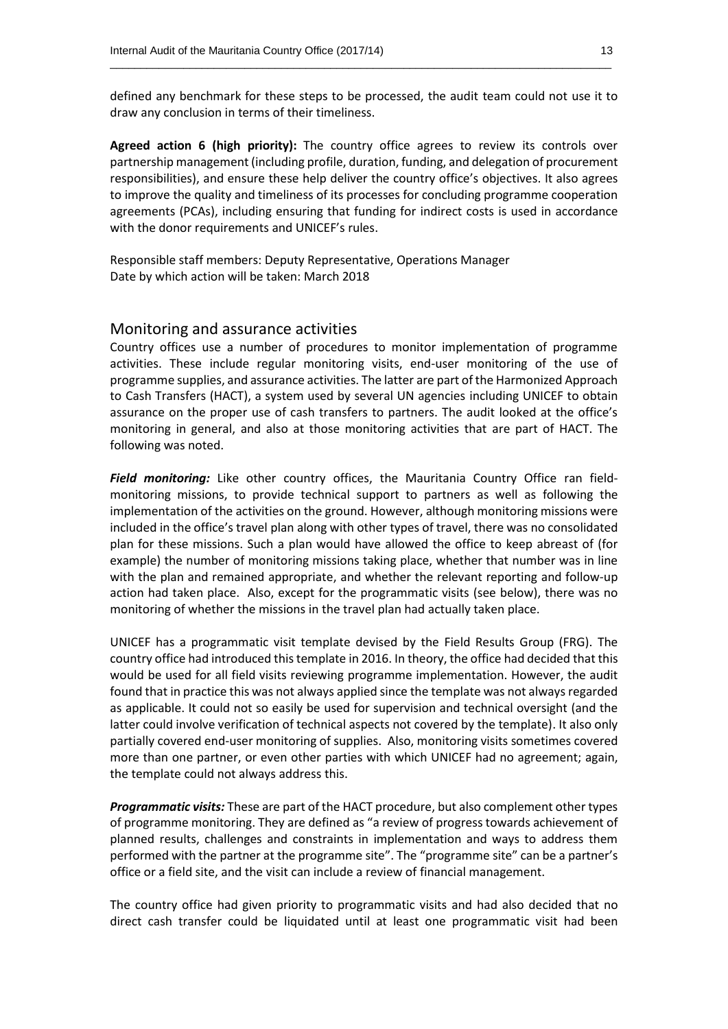defined any benchmark for these steps to be processed, the audit team could not use it to draw any conclusion in terms of their timeliness.

**Agreed action 6 (high priority):** The country office agrees to review its controls over partnership management (including profile, duration, funding, and delegation of procurement responsibilities), and ensure these help deliver the country office's objectives. It also agrees to improve the quality and timeliness of its processes for concluding programme cooperation agreements (PCAs), including ensuring that funding for indirect costs is used in accordance with the donor requirements and UNICEF's rules.

Responsible staff members: Deputy Representative, Operations Manager
Date by which action will be taken: March 2018

## Monitoring and assurance activities

Country offices use a number of procedures to monitor implementation of programme activities. These include regular monitoring visits, end-user monitoring of the use of programme supplies, and assurance activities. The latter are part of the Harmonized Approach to Cash Transfers (HACT), a system used by several UN agencies including UNICEF to obtain assurance on the proper use of cash transfers to partners. The audit looked at the office's monitoring in general, and also at those monitoring activities that are part of HACT. The following was noted.

***Field monitoring:*** Like other country offices, the Mauritania Country Office ran field-monitoring missions, to provide technical support to partners as well as following the implementation of the activities on the ground. However, although monitoring missions were included in the office's travel plan along with other types of travel, there was no consolidated plan for these missions. Such a plan would have allowed the office to keep abreast of (for example) the number of monitoring missions taking place, whether that number was in line with the plan and remained appropriate, and whether the relevant reporting and follow-up action had taken place. Also, except for the programmatic visits (see below), there was no monitoring of whether the missions in the travel plan had actually taken place.

UNICEF has a programmatic visit template devised by the Field Results Group (FRG). The country office had introduced this template in 2016. In theory, the office had decided that this would be used for all field visits reviewing programme implementation. However, the audit found that in practice this was not always applied since the template was not always regarded as applicable. It could not so easily be used for supervision and technical oversight (and the latter could involve verification of technical aspects not covered by the template). It also only partially covered end-user monitoring of supplies. Also, monitoring visits sometimes covered more than one partner, or even other parties with which UNICEF had no agreement; again, the template could not always address this.

***Programmatic visits:*** These are part of the HACT procedure, but also complement other types of programme monitoring. They are defined as "a review of progress towards achievement of planned results, challenges and constraints in implementation and ways to address them performed with the partner at the programme site". The "programme site" can be a partner's office or a field site, and the visit can include a review of financial management.

The country office had given priority to programmatic visits and had also decided that no direct cash transfer could be liquidated until at least one programmatic visit had been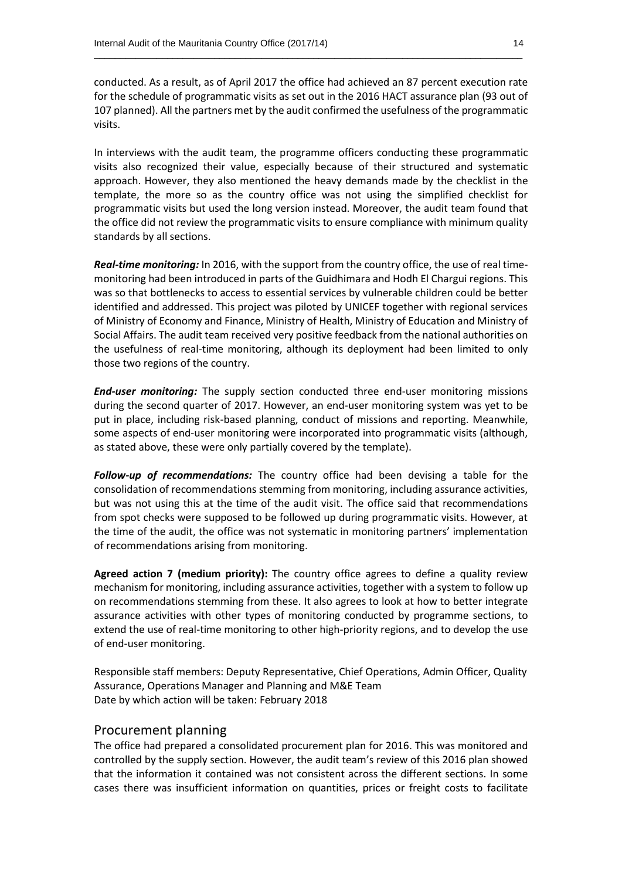conducted. As a result, as of April 2017 the office had achieved an 87 percent execution rate for the schedule of programmatic visits as set out in the 2016 HACT assurance plan (93 out of 107 planned). All the partners met by the audit confirmed the usefulness of the programmatic visits.

In interviews with the audit team, the programme officers conducting these programmatic visits also recognized their value, especially because of their structured and systematic approach. However, they also mentioned the heavy demands made by the checklist in the template, the more so as the country office was not using the simplified checklist for programmatic visits but used the long version instead. Moreover, the audit team found that the office did not review the programmatic visits to ensure compliance with minimum quality standards by all sections.

***Real-time monitoring:*** In 2016, with the support from the country office, the use of real time-monitoring had been introduced in parts of the Guidhimara and Hodh El Chargui regions. This was so that bottlenecks to access to essential services by vulnerable children could be better identified and addressed. This project was piloted by UNICEF together with regional services of Ministry of Economy and Finance, Ministry of Health, Ministry of Education and Ministry of Social Affairs. The audit team received very positive feedback from the national authorities on the usefulness of real-time monitoring, although its deployment had been limited to only those two regions of the country.

***End-user monitoring:*** The supply section conducted three end-user monitoring missions during the second quarter of 2017. However, an end-user monitoring system was yet to be put in place, including risk-based planning, conduct of missions and reporting. Meanwhile, some aspects of end-user monitoring were incorporated into programmatic visits (although, as stated above, these were only partially covered by the template).

***Follow-up of recommendations:*** The country office had been devising a table for the consolidation of recommendations stemming from monitoring, including assurance activities, but was not using this at the time of the audit visit. The office said that recommendations from spot checks were supposed to be followed up during programmatic visits. However, at the time of the audit, the office was not systematic in monitoring partners' implementation of recommendations arising from monitoring.

**Agreed action 7 (medium priority):** The country office agrees to define a quality review mechanism for monitoring, including assurance activities, together with a system to follow up on recommendations stemming from these. It also agrees to look at how to better integrate assurance activities with other types of monitoring conducted by programme sections, to extend the use of real-time monitoring to other high-priority regions, and to develop the use of end-user monitoring.

Responsible staff members: Deputy Representative, Chief Operations, Admin Officer, Quality Assurance, Operations Manager and Planning and M&E Team
Date by which action will be taken: February 2018

## Procurement planning

The office had prepared a consolidated procurement plan for 2016. This was monitored and controlled by the supply section. However, the audit team's review of this 2016 plan showed that the information it contained was not consistent across the different sections. In some cases there was insufficient information on quantities, prices or freight costs to facilitate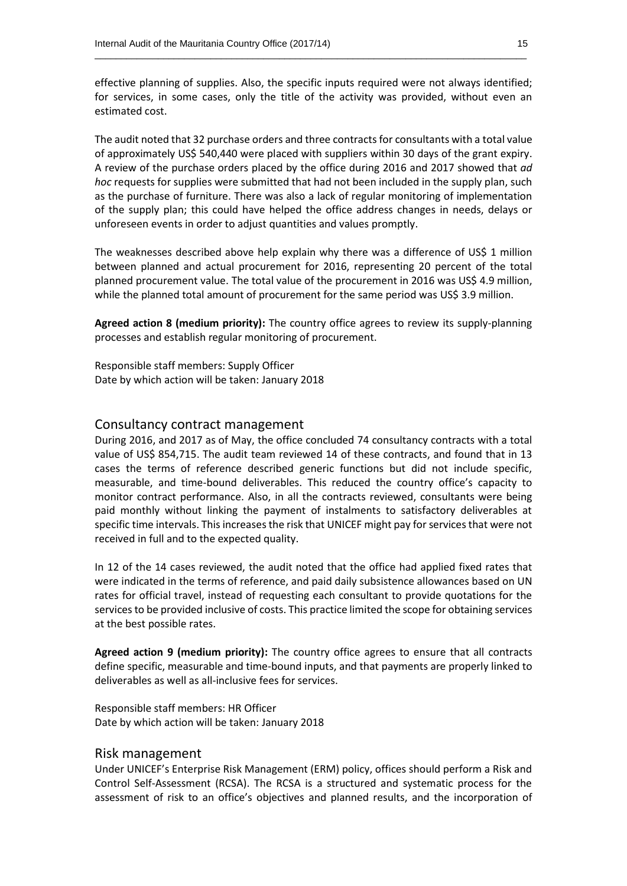effective planning of supplies. Also, the specific inputs required were not always identified; for services, in some cases, only the title of the activity was provided, without even an estimated cost.

The audit noted that 32 purchase orders and three contracts for consultants with a total value of approximately US$ 540,440 were placed with suppliers within 30 days of the grant expiry. A review of the purchase orders placed by the office during 2016 and 2017 showed that *ad hoc* requests for supplies were submitted that had not been included in the supply plan, such as the purchase of furniture. There was also a lack of regular monitoring of implementation of the supply plan; this could have helped the office address changes in needs, delays or unforeseen events in order to adjust quantities and values promptly.

The weaknesses described above help explain why there was a difference of US$ 1 million between planned and actual procurement for 2016, representing 20 percent of the total planned procurement value. The total value of the procurement in 2016 was US$ 4.9 million, while the planned total amount of procurement for the same period was US$ 3.9 million.

**Agreed action 8 (medium priority):** The country office agrees to review its supply-planning processes and establish regular monitoring of procurement.

Responsible staff members: Supply Officer
Date by which action will be taken: January 2018

## Consultancy contract management

During 2016, and 2017 as of May, the office concluded 74 consultancy contracts with a total value of US$ 854,715. The audit team reviewed 14 of these contracts, and found that in 13 cases the terms of reference described generic functions but did not include specific, measurable, and time-bound deliverables. This reduced the country office's capacity to monitor contract performance. Also, in all the contracts reviewed, consultants were being paid monthly without linking the payment of instalments to satisfactory deliverables at specific time intervals. This increases the risk that UNICEF might pay for services that were not received in full and to the expected quality.

In 12 of the 14 cases reviewed, the audit noted that the office had applied fixed rates that were indicated in the terms of reference, and paid daily subsistence allowances based on UN rates for official travel, instead of requesting each consultant to provide quotations for the services to be provided inclusive of costs. This practice limited the scope for obtaining services at the best possible rates.

**Agreed action 9 (medium priority):** The country office agrees to ensure that all contracts define specific, measurable and time-bound inputs, and that payments are properly linked to deliverables as well as all-inclusive fees for services.

Responsible staff members: HR Officer
Date by which action will be taken: January 2018

## Risk management

Under UNICEF's Enterprise Risk Management (ERM) policy, offices should perform a Risk and Control Self-Assessment (RCSA). The RCSA is a structured and systematic process for the assessment of risk to an office's objectives and planned results, and the incorporation of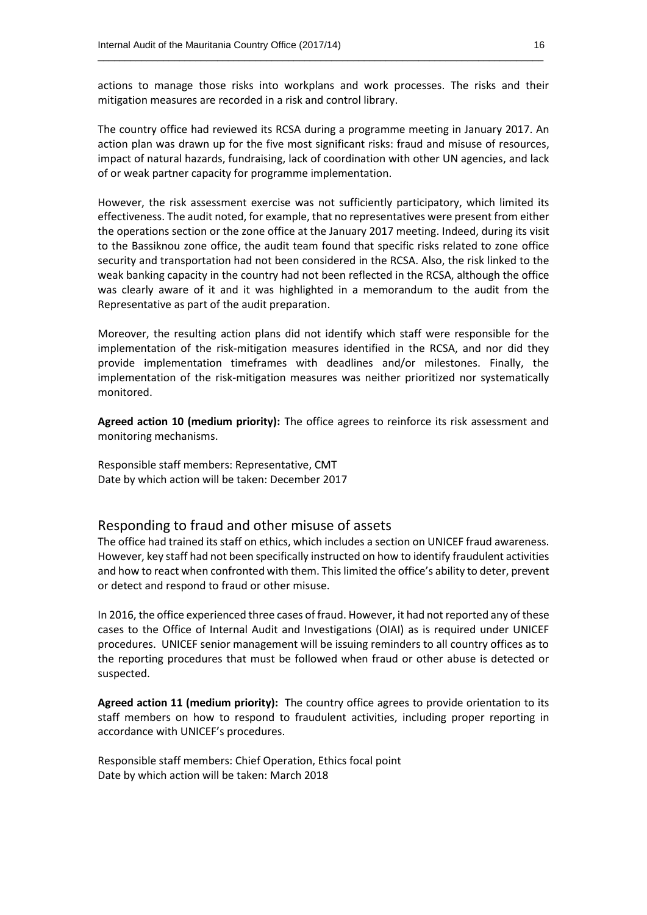actions to manage those risks into workplans and work processes. The risks and their mitigation measures are recorded in a risk and control library.

The country office had reviewed its RCSA during a programme meeting in January 2017. An action plan was drawn up for the five most significant risks: fraud and misuse of resources, impact of natural hazards, fundraising, lack of coordination with other UN agencies, and lack of or weak partner capacity for programme implementation.

However, the risk assessment exercise was not sufficiently participatory, which limited its effectiveness. The audit noted, for example, that no representatives were present from either the operations section or the zone office at the January 2017 meeting. Indeed, during its visit to the Bassiknou zone office, the audit team found that specific risks related to zone office security and transportation had not been considered in the RCSA. Also, the risk linked to the weak banking capacity in the country had not been reflected in the RCSA, although the office was clearly aware of it and it was highlighted in a memorandum to the audit from the Representative as part of the audit preparation.

Moreover, the resulting action plans did not identify which staff were responsible for the implementation of the risk-mitigation measures identified in the RCSA, and nor did they provide implementation timeframes with deadlines and/or milestones. Finally, the implementation of the risk-mitigation measures was neither prioritized nor systematically monitored.

**Agreed action 10 (medium priority):** The office agrees to reinforce its risk assessment and monitoring mechanisms.

Responsible staff members: Representative, CMT
Date by which action will be taken: December 2017

## Responding to fraud and other misuse of assets

The office had trained its staff on ethics, which includes a section on UNICEF fraud awareness. However, key staff had not been specifically instructed on how to identify fraudulent activities and how to react when confronted with them. This limited the office's ability to deter, prevent or detect and respond to fraud or other misuse.

In 2016, the office experienced three cases of fraud. However, it had not reported any of these cases to the Office of Internal Audit and Investigations (OIAI) as is required under UNICEF procedures. UNICEF senior management will be issuing reminders to all country offices as to the reporting procedures that must be followed when fraud or other abuse is detected or suspected.

**Agreed action 11 (medium priority):** The country office agrees to provide orientation to its staff members on how to respond to fraudulent activities, including proper reporting in accordance with UNICEF's procedures.

Responsible staff members: Chief Operation, Ethics focal point
Date by which action will be taken: March 2018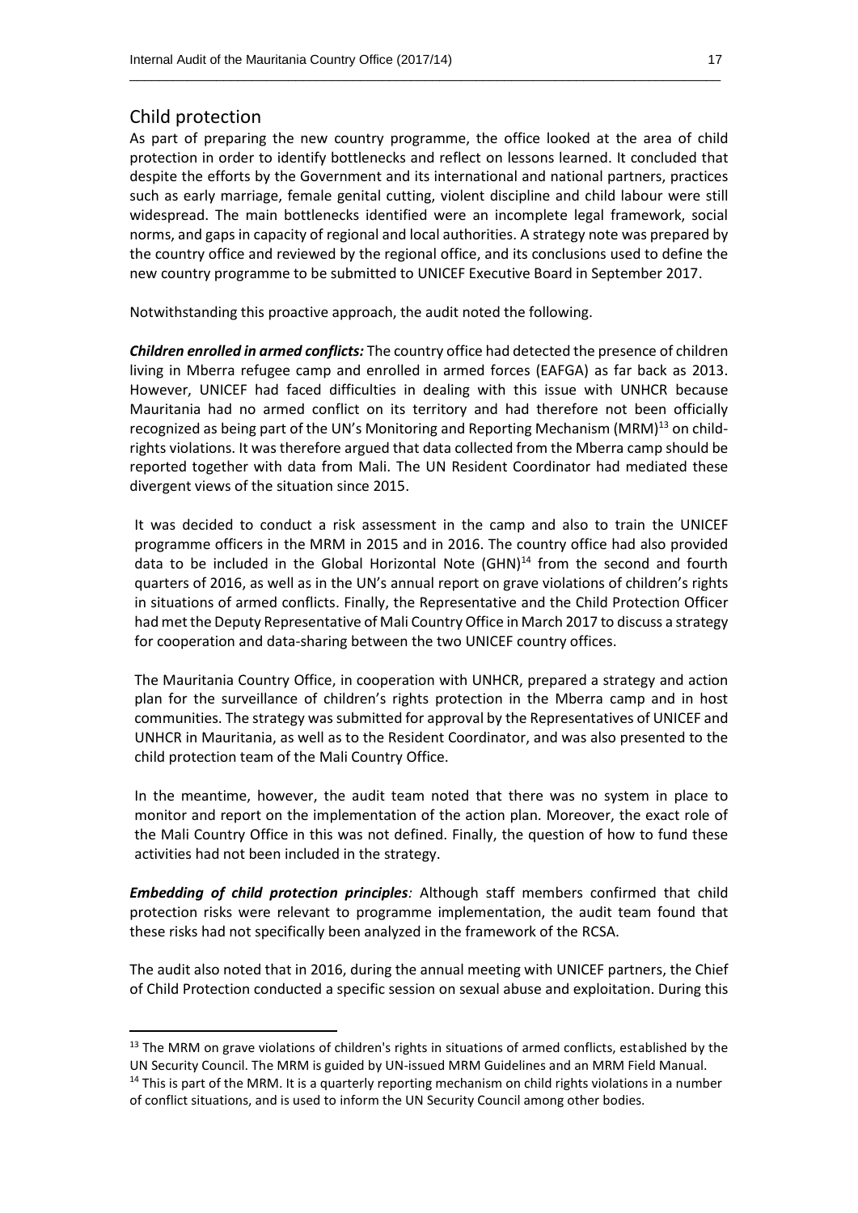## Child protection

As part of preparing the new country programme, the office looked at the area of child protection in order to identify bottlenecks and reflect on lessons learned. It concluded that despite the efforts by the Government and its international and national partners, practices such as early marriage, female genital cutting, violent discipline and child labour were still widespread. The main bottlenecks identified were an incomplete legal framework, social norms, and gaps in capacity of regional and local authorities. A strategy note was prepared by the country office and reviewed by the regional office, and its conclusions used to define the new country programme to be submitted to UNICEF Executive Board in September 2017.

Notwithstanding this proactive approach, the audit noted the following.

***Children enrolled in armed conflicts:*** The country office had detected the presence of children living in Mberra refugee camp and enrolled in armed forces (EAFGA) as far back as 2013. However, UNICEF had faced difficulties in dealing with this issue with UNHCR because Mauritania had no armed conflict on its territory and had therefore not been officially recognized as being part of the UN's Monitoring and Reporting Mechanism (MRM)[13] on child-rights violations. It was therefore argued that data collected from the Mberra camp should be reported together with data from Mali. The UN Resident Coordinator had mediated these divergent views of the situation since 2015.

It was decided to conduct a risk assessment in the camp and also to train the UNICEF programme officers in the MRM in 2015 and in 2016. The country office had also provided data to be included in the Global Horizontal Note (GHN)[14] from the second and fourth quarters of 2016, as well as in the UN's annual report on grave violations of children's rights in situations of armed conflicts. Finally, the Representative and the Child Protection Officer had met the Deputy Representative of Mali Country Office in March 2017 to discuss a strategy for cooperation and data-sharing between the two UNICEF country offices.

The Mauritania Country Office, in cooperation with UNHCR, prepared a strategy and action plan for the surveillance of children's rights protection in the Mberra camp and in host communities. The strategy was submitted for approval by the Representatives of UNICEF and UNHCR in Mauritania, as well as to the Resident Coordinator, and was also presented to the child protection team of the Mali Country Office.

In the meantime, however, the audit team noted that there was no system in place to monitor and report on the implementation of the action plan. Moreover, the exact role of the Mali Country Office in this was not defined. Finally, the question of how to fund these activities had not been included in the strategy.

***Embedding of child protection principles**:* Although staff members confirmed that child protection risks were relevant to programme implementation, the audit team found that these risks had not specifically been analyzed in the framework of the RCSA.

The audit also noted that in 2016, during the annual meeting with UNICEF partners, the Chief of Child Protection conducted a specific session on sexual abuse and exploitation. During this

---

[13] The MRM on grave violations of children's rights in situations of armed conflicts, established by the UN Security Council. The MRM is guided by UN-issued MRM Guidelines and an MRM Field Manual.

[14] This is part of the MRM. It is a quarterly reporting mechanism on child rights violations in a number of conflict situations, and is used to inform the UN Security Council among other bodies.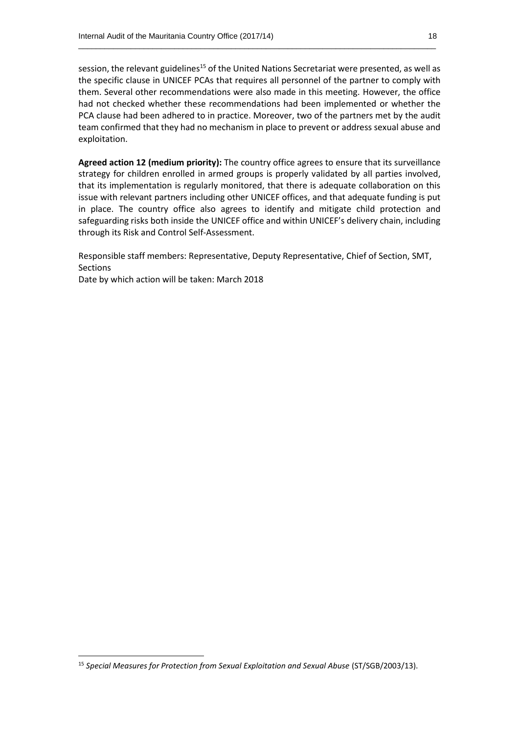session, the relevant guidelines[15] of the United Nations Secretariat were presented, as well as the specific clause in UNICEF PCAs that requires all personnel of the partner to comply with them. Several other recommendations were also made in this meeting. However, the office had not checked whether these recommendations had been implemented or whether the PCA clause had been adhered to in practice. Moreover, two of the partners met by the audit team confirmed that they had no mechanism in place to prevent or address sexual abuse and exploitation.

**Agreed action 12 (medium priority):** The country office agrees to ensure that its surveillance strategy for children enrolled in armed groups is properly validated by all parties involved, that its implementation is regularly monitored, that there is adequate collaboration on this issue with relevant partners including other UNICEF offices, and that adequate funding is put in place. The country office also agrees to identify and mitigate child protection and safeguarding risks both inside the UNICEF office and within UNICEF's delivery chain, including through its Risk and Control Self-Assessment.

Responsible staff members: Representative, Deputy Representative, Chief of Section, SMT, Sections
Date by which action will be taken: March 2018

---

[15] *Special Measures for Protection from Sexual Exploitation and Sexual Abuse* (ST/SGB/2003/13).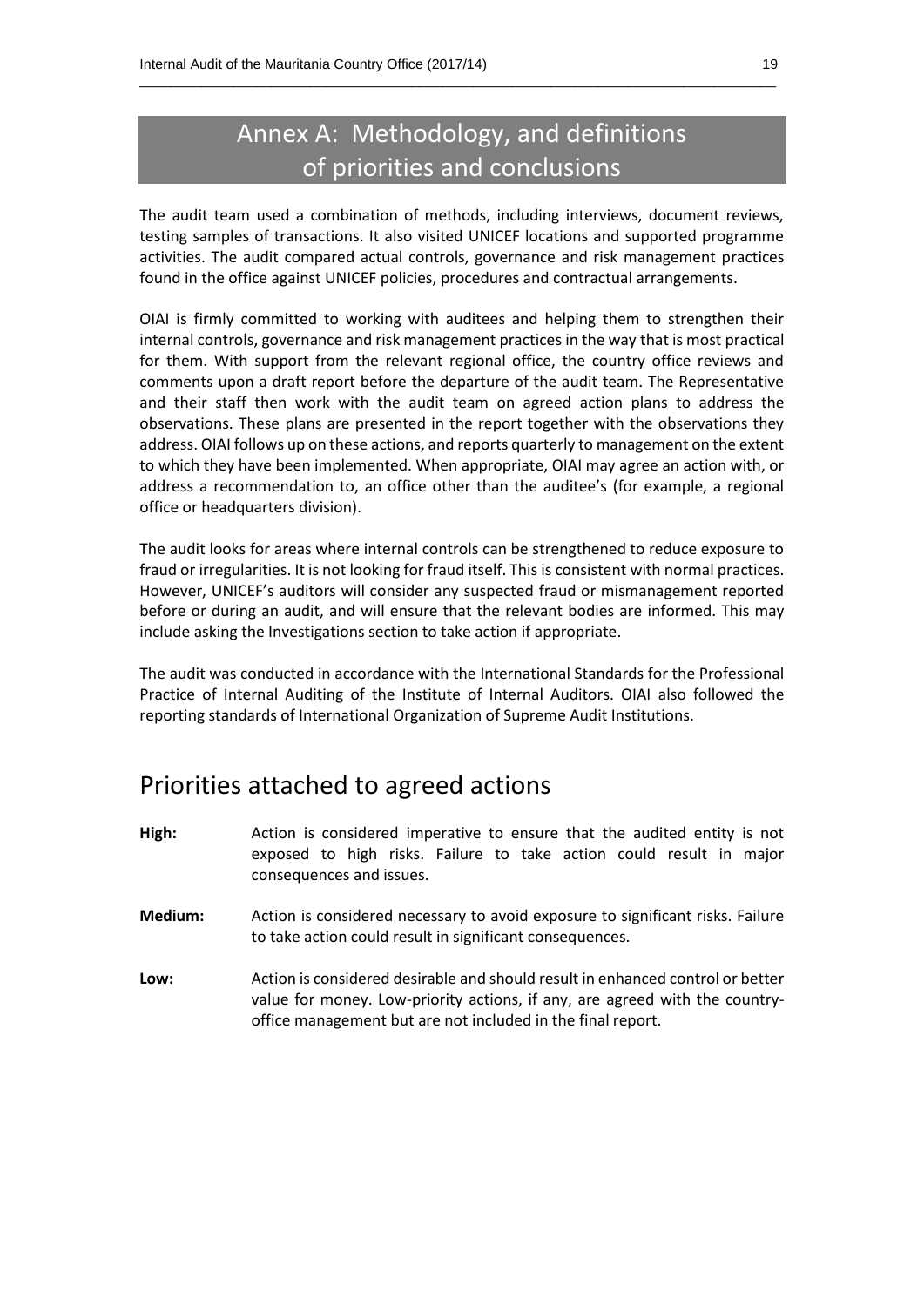# Annex A: Methodology, and definitions of priorities and conclusions

The audit team used a combination of methods, including interviews, document reviews, testing samples of transactions. It also visited UNICEF locations and supported programme activities. The audit compared actual controls, governance and risk management practices found in the office against UNICEF policies, procedures and contractual arrangements.

OIAI is firmly committed to working with auditees and helping them to strengthen their internal controls, governance and risk management practices in the way that is most practical for them. With support from the relevant regional office, the country office reviews and comments upon a draft report before the departure of the audit team. The Representative and their staff then work with the audit team on agreed action plans to address the observations. These plans are presented in the report together with the observations they address. OIAI follows up on these actions, and reports quarterly to management on the extent to which they have been implemented. When appropriate, OIAI may agree an action with, or address a recommendation to, an office other than the auditee's (for example, a regional office or headquarters division).

The audit looks for areas where internal controls can be strengthened to reduce exposure to fraud or irregularities. It is not looking for fraud itself. This is consistent with normal practices. However, UNICEF's auditors will consider any suspected fraud or mismanagement reported before or during an audit, and will ensure that the relevant bodies are informed. This may include asking the Investigations section to take action if appropriate.

The audit was conducted in accordance with the International Standards for the Professional Practice of Internal Auditing of the Institute of Internal Auditors. OIAI also followed the reporting standards of International Organization of Supreme Audit Institutions.

## Priorities attached to agreed actions

**High:** Action is considered imperative to ensure that the audited entity is not exposed to high risks. Failure to take action could result in major consequences and issues.

**Medium:** Action is considered necessary to avoid exposure to significant risks. Failure to take action could result in significant consequences.

**Low:** Action is considered desirable and should result in enhanced control or better value for money. Low-priority actions, if any, are agreed with the country-office management but are not included in the final report.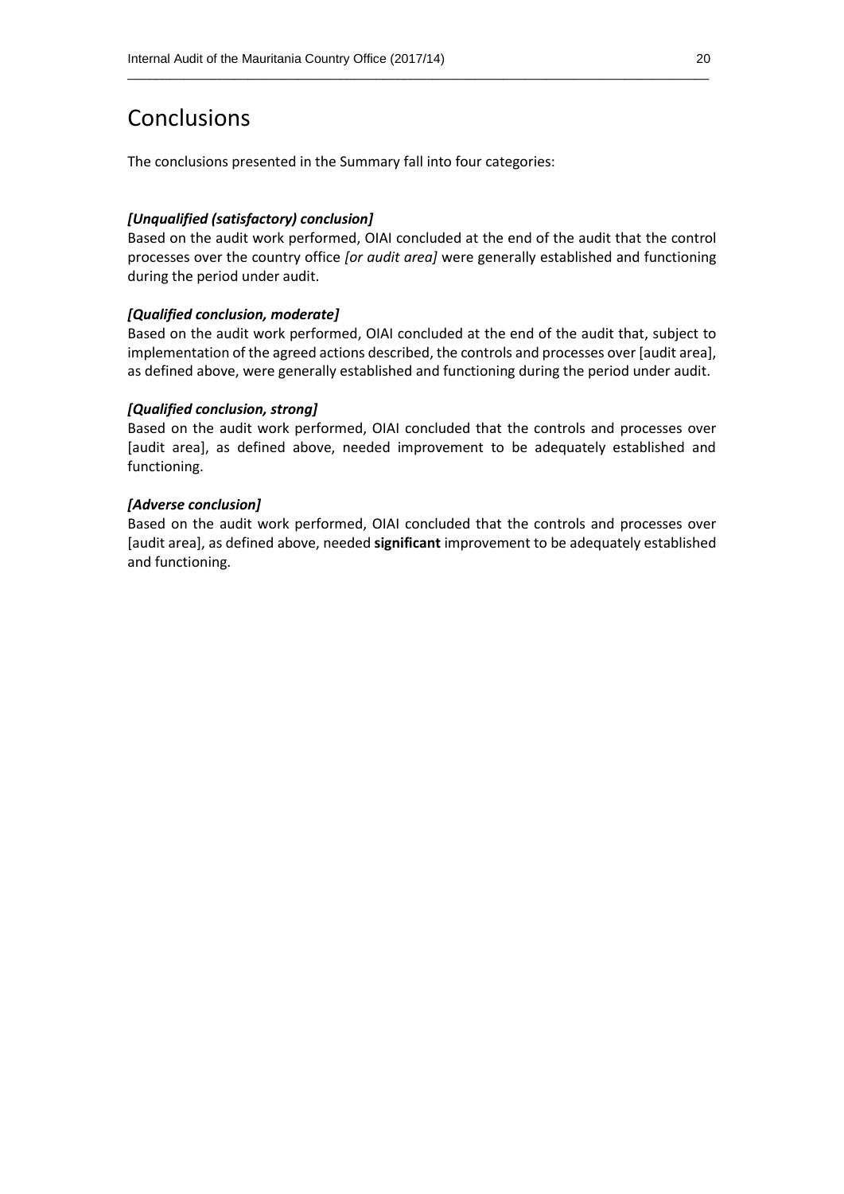# Conclusions

The conclusions presented in the Summary fall into four categories:

***[Unqualified (satisfactory) conclusion]***

Based on the audit work performed, OIAI concluded at the end of the audit that the control processes over the country office *[or audit area]* were generally established and functioning during the period under audit.

***[Qualified conclusion, moderate]***

Based on the audit work performed, OIAI concluded at the end of the audit that, subject to implementation of the agreed actions described, the controls and processes over [audit area], as defined above, were generally established and functioning during the period under audit.

***[Qualified conclusion, strong]***

Based on the audit work performed, OIAI concluded that the controls and processes over [audit area], as defined above, needed improvement to be adequately established and functioning.

***[Adverse conclusion]***

Based on the audit work performed, OIAI concluded that the controls and processes over [audit area], as defined above, needed **significant** improvement to be adequately established and functioning.